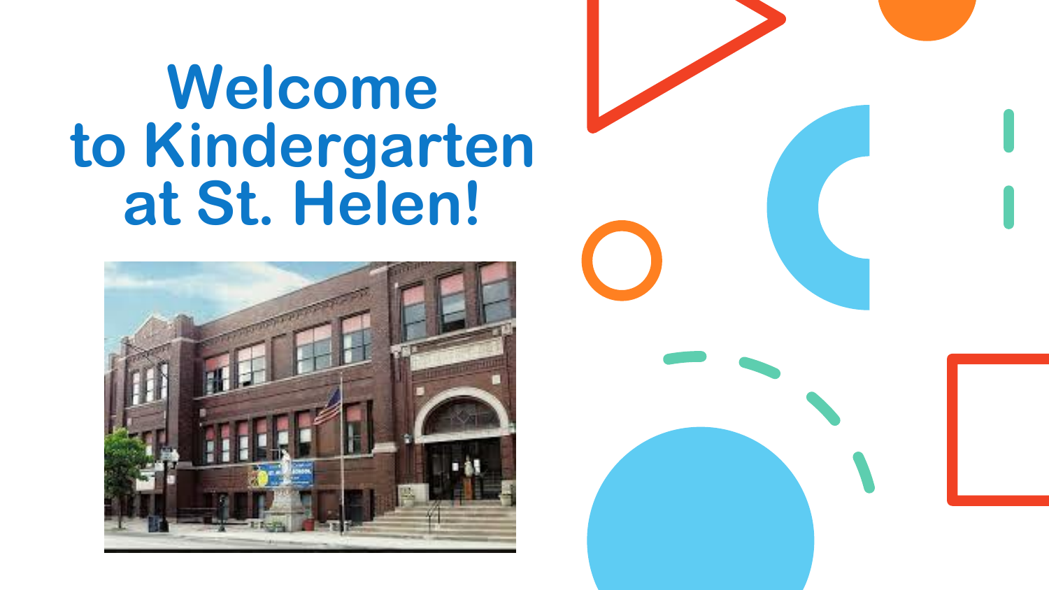# Welcome to Kindergarten at St. Helen!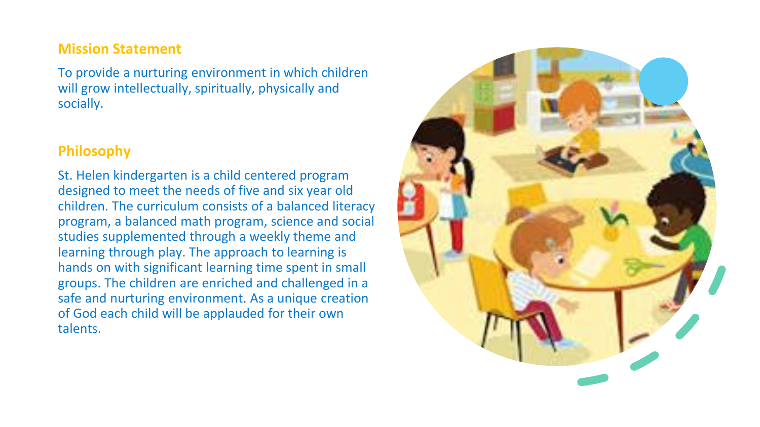## Mission Statement

To provide a nurturing environment in which children will grow intellectually, spiritually, physically and socially.

## Philosophy

St. Helen kindergarten is a child centered program designed to meet the needs of five and six year old children. The curriculum consists of a balanced literacy program, a balanced math program, science and social studies supplemented through a weekly theme and learning through play. The approach to learning is hands on with significant learning time spent in small groups. The children are enriched and challenged in a safe and nurturing environment. As a unique creation of God each child will be applauded for their own talents.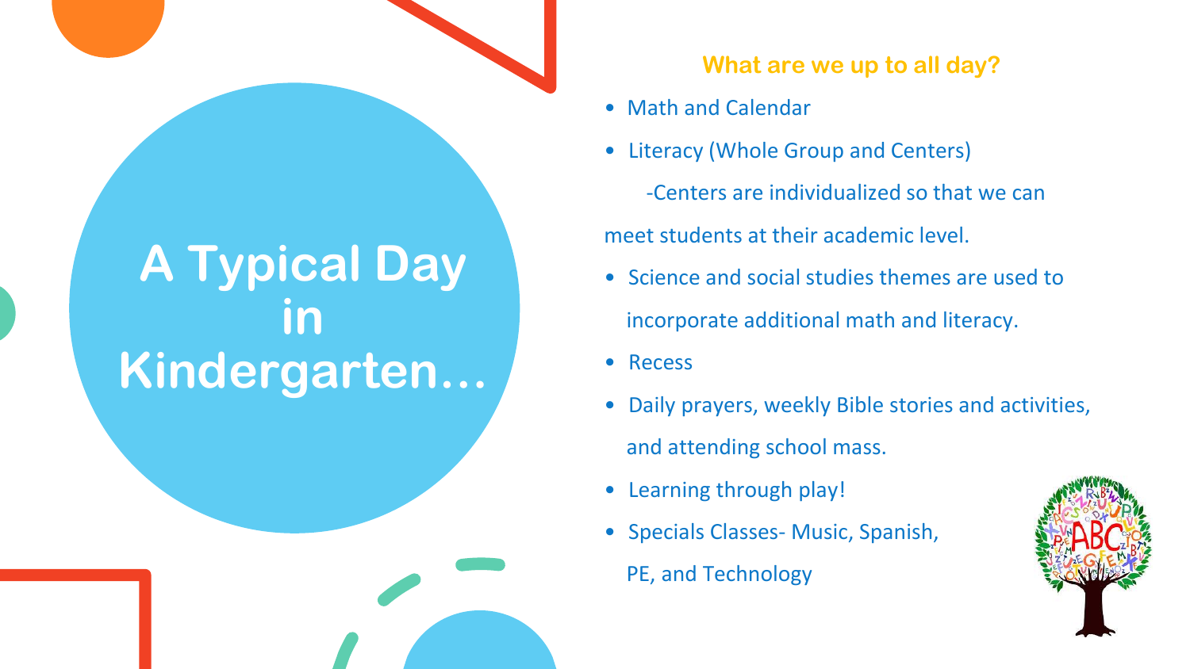# A Typical Day in Kindergarten…

### What are we up to all day?

- Math and Calendar
- Literacy (Whole Group and Centers)

  -Centers are individualized so that we can meet students at their academic level.
- Science and social studies themes are used to incorporate additional math and literacy.
- Recess
- Daily prayers, weekly Bible stories and activities, and attending school mass.
- Learning through play!
- Specials Classes- Music, Spanish, PE, and Technology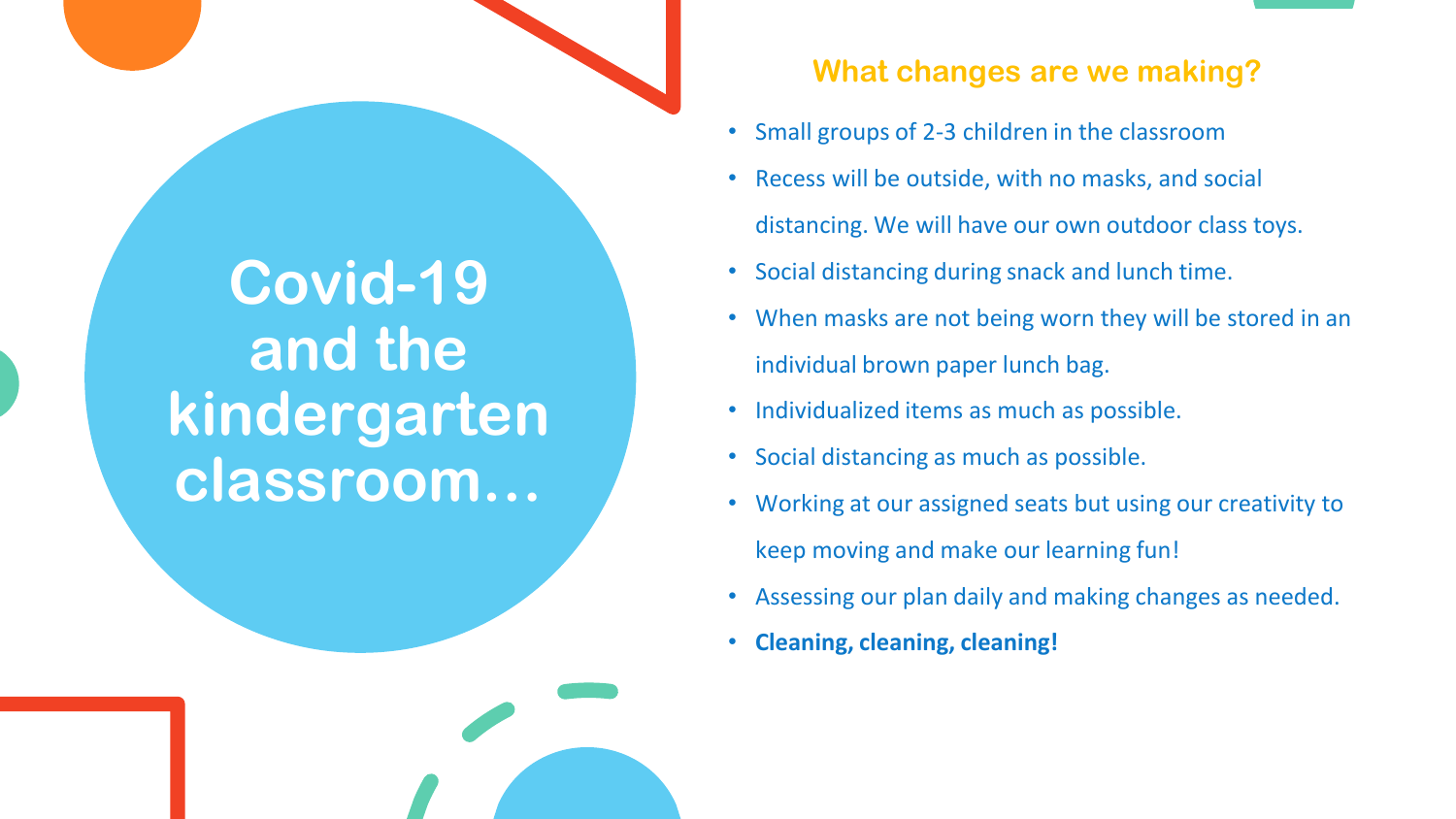# Covid-19 and the kindergarten classroom…

## What changes are we making?

- Small groups of 2-3 children in the classroom
- Recess will be outside, with no masks, and social distancing. We will have our own outdoor class toys.
- Social distancing during snack and lunch time.
- When masks are not being worn they will be stored in an individual brown paper lunch bag.
- Individualized items as much as possible.
- Social distancing as much as possible.
- Working at our assigned seats but using our creativity to keep moving and make our learning fun!
- Assessing our plan daily and making changes as needed.
- **Cleaning, cleaning, cleaning!**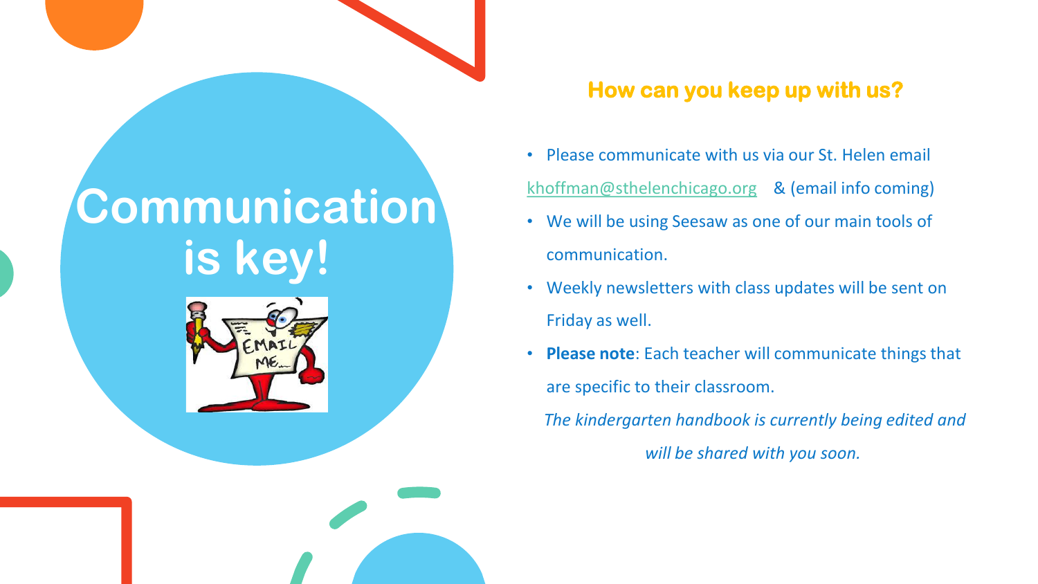# Communication is key!

## How can you keep up with us?

- Please communicate with us via our St. Helen email
  khoffman@sthelenchicago.org & (email info coming)
- We will be using Seesaw as one of our main tools of communication.
- Weekly newsletters with class updates will be sent on Friday as well.
- **Please note**: Each teacher will communicate things that are specific to their classroom.

*The kindergarten handbook is currently being edited and will be shared with you soon.*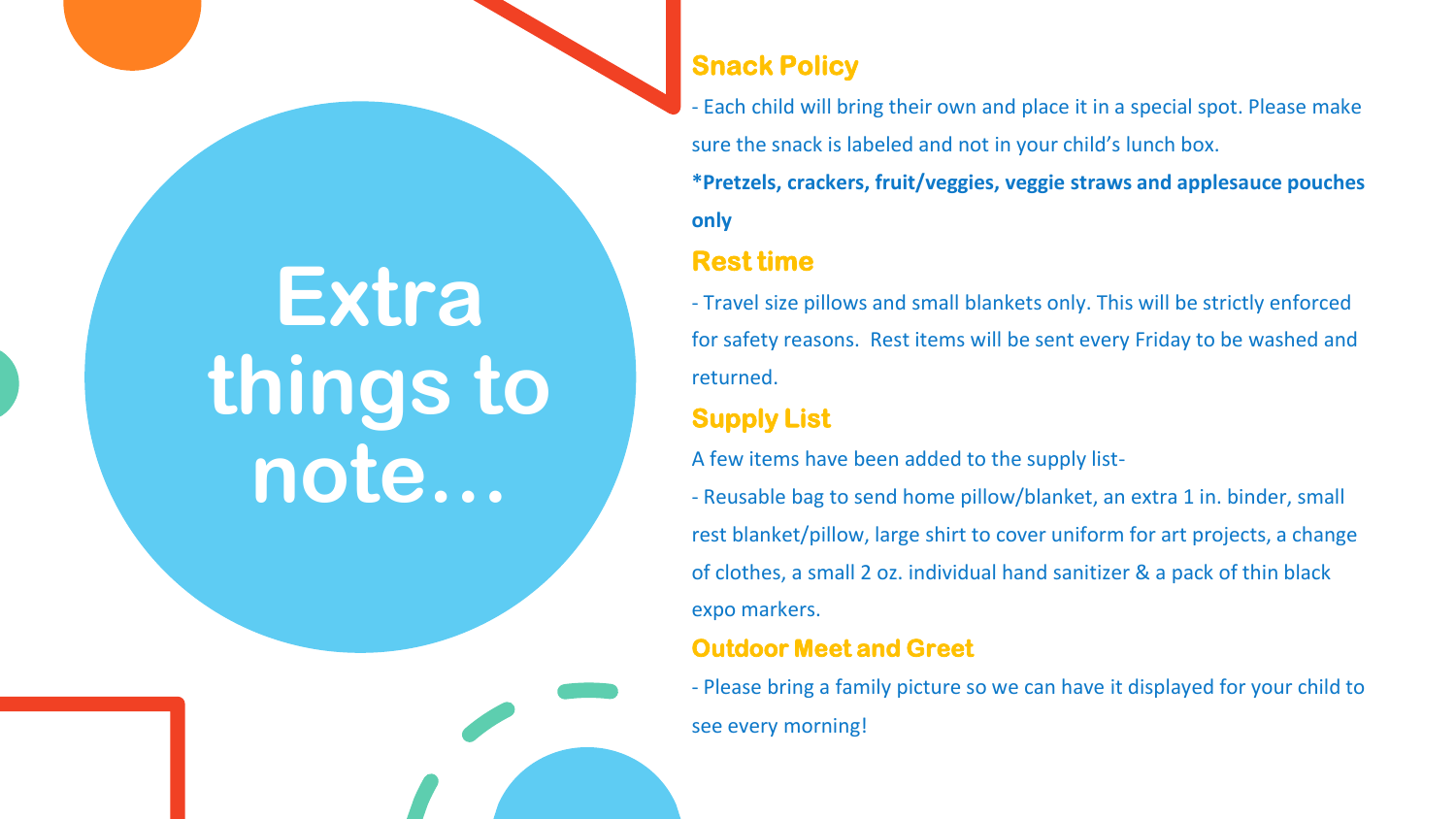# Extra things to note…

## Snack Policy

- Each child will bring their own and place it in a special spot. Please make sure the snack is labeled and not in your child's lunch box.

**\*Pretzels, crackers, fruit/veggies, veggie straws and applesauce pouches only**

## Rest time

- Travel size pillows and small blankets only. This will be strictly enforced for safety reasons. Rest items will be sent every Friday to be washed and returned.

## Supply List

A few items have been added to the supply list-

- Reusable bag to send home pillow/blanket, an extra 1 in. binder, small rest blanket/pillow, large shirt to cover uniform for art projects, a change of clothes, a small 2 oz. individual hand sanitizer & a pack of thin black expo markers.

## Outdoor Meet and Greet

- Please bring a family picture so we can have it displayed for your child to see every morning!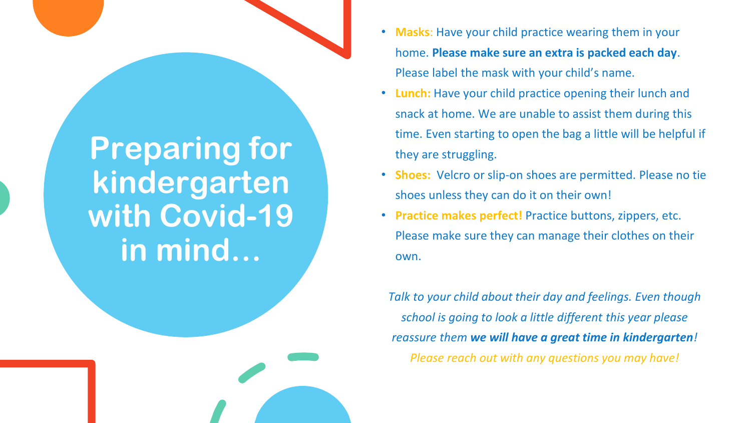# Preparing for kindergarten with Covid-19 in mind…

- **Masks**: Have your child practice wearing them in your home. **Please make sure an extra is packed each day**. Please label the mask with your child's name.
- **Lunch:** Have your child practice opening their lunch and snack at home. We are unable to assist them during this time. Even starting to open the bag a little will be helpful if they are struggling.
- **Shoes:** Velcro or slip-on shoes are permitted. Please no tie shoes unless they can do it on their own!
- **Practice makes perfect!** Practice buttons, zippers, etc. Please make sure they can manage their clothes on their own.

*Talk to your child about their day and feelings. Even though school is going to look a little different this year please reassure them **we will have a great time in kindergarten**!*

*Please reach out with any questions you may have!*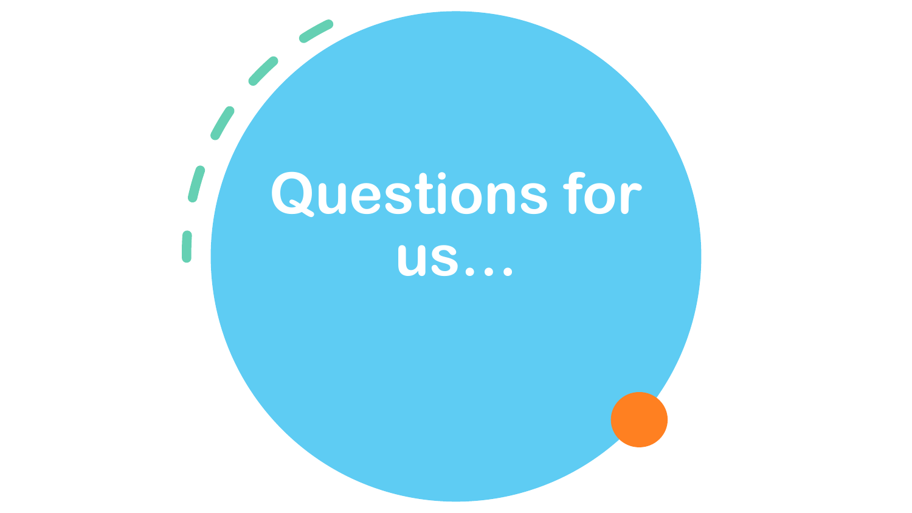# Questions for us…